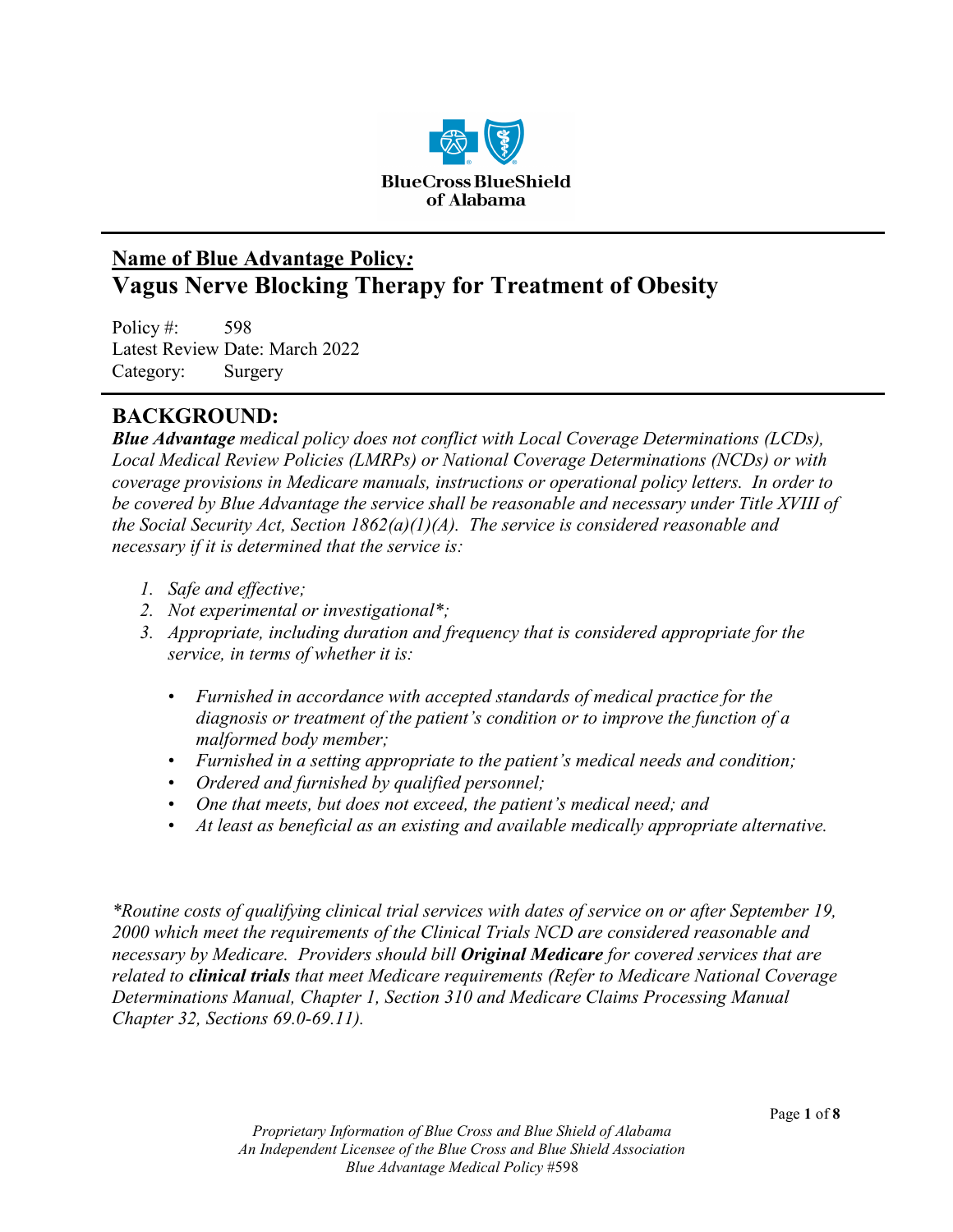BlueCross BlueShield of Alabama

**Name of Blue Advantage Policy*:***

# Vagus Nerve Blocking Therapy for Treatment of Obesity

Policy #: 598
Latest Review Date: March 2022
Category: Surgery

## BACKGROUND:

***Blue Advantage** medical policy does not conflict with Local Coverage Determinations (LCDs), Local Medical Review Policies (LMRPs) or National Coverage Determinations (NCDs) or with coverage provisions in Medicare manuals, instructions or operational policy letters. In order to be covered by Blue Advantage the service shall be reasonable and necessary under Title XVIII of the Social Security Act, Section 1862(a)(1)(A). The service is considered reasonable and necessary if it is determined that the service is:*

1. *Safe and effective;*
2. *Not experimental or investigational*;*
3. *Appropriate, including duration and frequency that is considered appropriate for the service, in terms of whether it is:*

   - *Furnished in accordance with accepted standards of medical practice for the diagnosis or treatment of the patient's condition or to improve the function of a malformed body member;*
   - *Furnished in a setting appropriate to the patient's medical needs and condition;*
   - *Ordered and furnished by qualified personnel;*
   - *One that meets, but does not exceed, the patient's medical need; and*
   - *At least as beneficial as an existing and available medically appropriate alternative.*

**Routine costs of qualifying clinical trial services with dates of service on or after September 19, 2000 which meet the requirements of the Clinical Trials NCD are considered reasonable and necessary by Medicare. Providers should bill **Original Medicare** for covered services that are related to **clinical trials** that meet Medicare requirements (Refer to Medicare National Coverage Determinations Manual, Chapter 1, Section 310 and Medicare Claims Processing Manual Chapter 32, Sections 69.0-69.11).*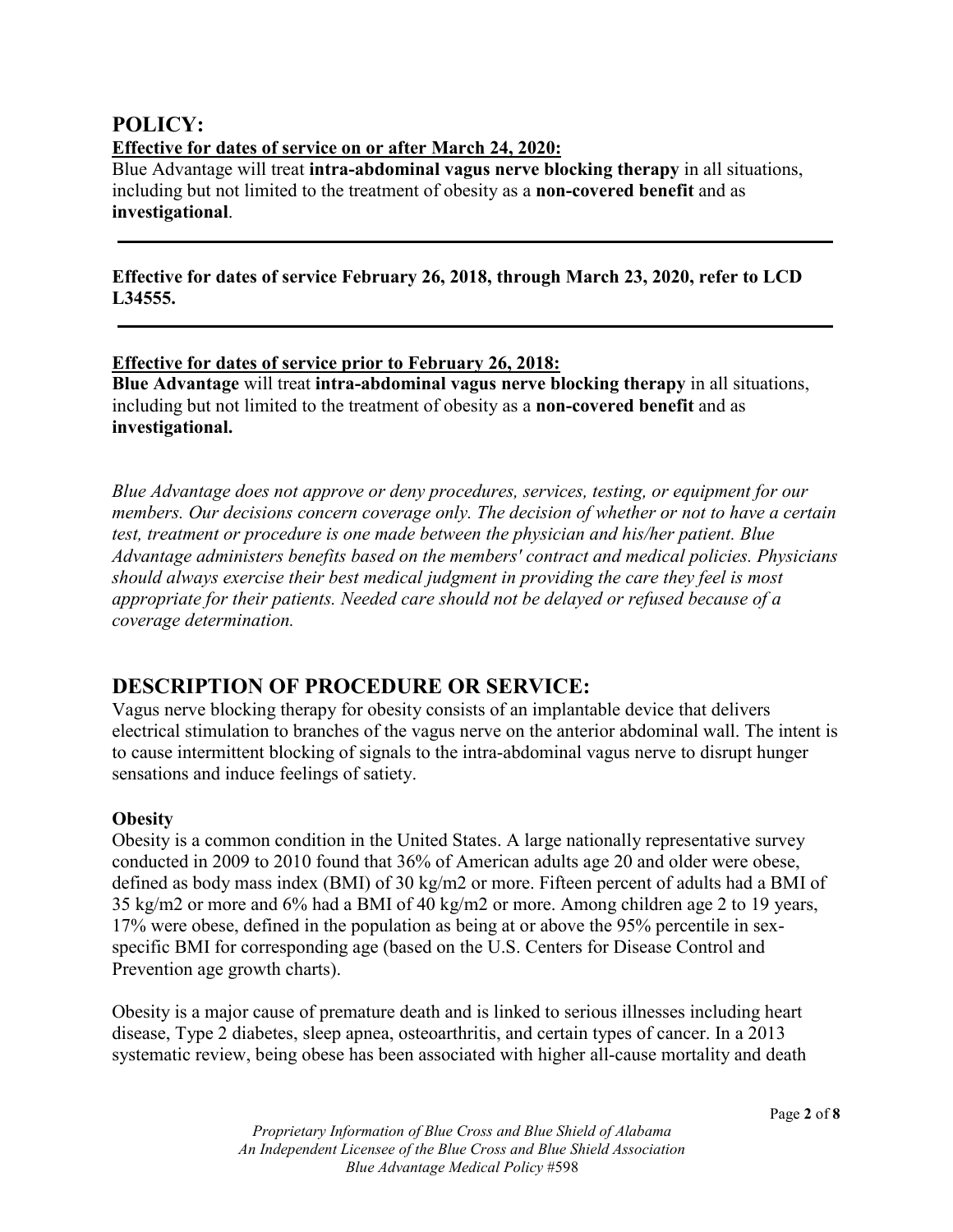## POLICY:

**Effective for dates of service on or after March 24, 2020:**

Blue Advantage will treat **intra-abdominal vagus nerve blocking therapy** in all situations, including but not limited to the treatment of obesity as a **non-covered benefit** and as **investigational**.

---

**Effective for dates of service February 26, 2018, through March 23, 2020, refer to LCD L34555.**

---

**Effective for dates of service prior to February 26, 2018:**

**Blue Advantage** will treat **intra-abdominal vagus nerve blocking therapy** in all situations, including but not limited to the treatment of obesity as a **non-covered benefit** and as **investigational.**

*Blue Advantage does not approve or deny procedures, services, testing, or equipment for our members. Our decisions concern coverage only. The decision of whether or not to have a certain test, treatment or procedure is one made between the physician and his/her patient. Blue Advantage administers benefits based on the members' contract and medical policies. Physicians should always exercise their best medical judgment in providing the care they feel is most appropriate for their patients. Needed care should not be delayed or refused because of a coverage determination.*

## DESCRIPTION OF PROCEDURE OR SERVICE:

Vagus nerve blocking therapy for obesity consists of an implantable device that delivers electrical stimulation to branches of the vagus nerve on the anterior abdominal wall. The intent is to cause intermittent blocking of signals to the intra-abdominal vagus nerve to disrupt hunger sensations and induce feelings of satiety.

**Obesity**

Obesity is a common condition in the United States. A large nationally representative survey conducted in 2009 to 2010 found that 36% of American adults age 20 and older were obese, defined as body mass index (BMI) of 30 kg/m2 or more. Fifteen percent of adults had a BMI of 35 kg/m2 or more and 6% had a BMI of 40 kg/m2 or more. Among children age 2 to 19 years, 17% were obese, defined in the population as being at or above the 95% percentile in sex-specific BMI for corresponding age (based on the U.S. Centers for Disease Control and Prevention age growth charts).

Obesity is a major cause of premature death and is linked to serious illnesses including heart disease, Type 2 diabetes, sleep apnea, osteoarthritis, and certain types of cancer. In a 2013 systematic review, being obese has been associated with higher all-cause mortality and death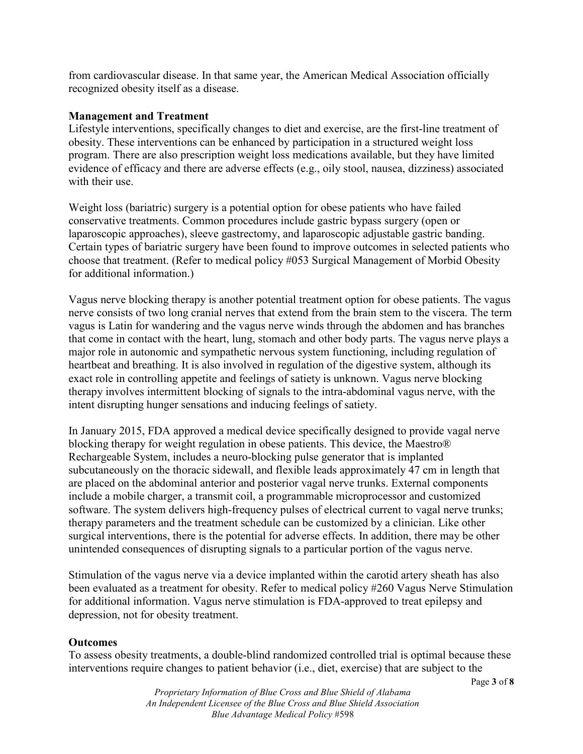from cardiovascular disease. In that same year, the American Medical Association officially recognized obesity itself as a disease.

**Management and Treatment**

Lifestyle interventions, specifically changes to diet and exercise, are the first-line treatment of obesity. These interventions can be enhanced by participation in a structured weight loss program. There are also prescription weight loss medications available, but they have limited evidence of efficacy and there are adverse effects (e.g., oily stool, nausea, dizziness) associated with their use.

Weight loss (bariatric) surgery is a potential option for obese patients who have failed conservative treatments. Common procedures include gastric bypass surgery (open or laparoscopic approaches), sleeve gastrectomy, and laparoscopic adjustable gastric banding. Certain types of bariatric surgery have been found to improve outcomes in selected patients who choose that treatment. (Refer to medical policy #053 Surgical Management of Morbid Obesity for additional information.)

Vagus nerve blocking therapy is another potential treatment option for obese patients. The vagus nerve consists of two long cranial nerves that extend from the brain stem to the viscera. The term vagus is Latin for wandering and the vagus nerve winds through the abdomen and has branches that come in contact with the heart, lung, stomach and other body parts. The vagus nerve plays a major role in autonomic and sympathetic nervous system functioning, including regulation of heartbeat and breathing. It is also involved in regulation of the digestive system, although its exact role in controlling appetite and feelings of satiety is unknown. Vagus nerve blocking therapy involves intermittent blocking of signals to the intra-abdominal vagus nerve, with the intent disrupting hunger sensations and inducing feelings of satiety.

In January 2015, FDA approved a medical device specifically designed to provide vagal nerve blocking therapy for weight regulation in obese patients. This device, the Maestro® Rechargeable System, includes a neuro-blocking pulse generator that is implanted subcutaneously on the thoracic sidewall, and flexible leads approximately 47 cm in length that are placed on the abdominal anterior and posterior vagal nerve trunks. External components include a mobile charger, a transmit coil, a programmable microprocessor and customized software. The system delivers high-frequency pulses of electrical current to vagal nerve trunks; therapy parameters and the treatment schedule can be customized by a clinician. Like other surgical interventions, there is the potential for adverse effects. In addition, there may be other unintended consequences of disrupting signals to a particular portion of the vagus nerve.

Stimulation of the vagus nerve via a device implanted within the carotid artery sheath has also been evaluated as a treatment for obesity. Refer to medical policy #260 Vagus Nerve Stimulation for additional information. Vagus nerve stimulation is FDA-approved to treat epilepsy and depression, not for obesity treatment.

**Outcomes**

To assess obesity treatments, a double-blind randomized controlled trial is optimal because these interventions require changes to patient behavior (i.e., diet, exercise) that are subject to the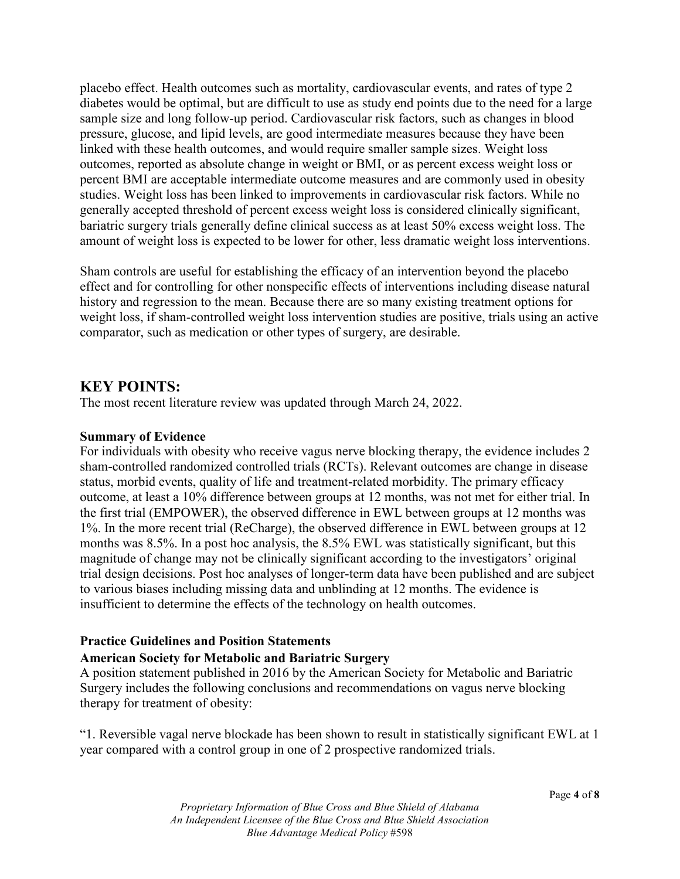placebo effect. Health outcomes such as mortality, cardiovascular events, and rates of type 2 diabetes would be optimal, but are difficult to use as study end points due to the need for a large sample size and long follow-up period. Cardiovascular risk factors, such as changes in blood pressure, glucose, and lipid levels, are good intermediate measures because they have been linked with these health outcomes, and would require smaller sample sizes. Weight loss outcomes, reported as absolute change in weight or BMI, or as percent excess weight loss or percent BMI are acceptable intermediate outcome measures and are commonly used in obesity studies. Weight loss has been linked to improvements in cardiovascular risk factors. While no generally accepted threshold of percent excess weight loss is considered clinically significant, bariatric surgery trials generally define clinical success as at least 50% excess weight loss. The amount of weight loss is expected to be lower for other, less dramatic weight loss interventions.

Sham controls are useful for establishing the efficacy of an intervention beyond the placebo effect and for controlling for other nonspecific effects of interventions including disease natural history and regression to the mean. Because there are so many existing treatment options for weight loss, if sham-controlled weight loss intervention studies are positive, trials using an active comparator, such as medication or other types of surgery, are desirable.

## KEY POINTS:

The most recent literature review was updated through March 24, 2022.

**Summary of Evidence**

For individuals with obesity who receive vagus nerve blocking therapy, the evidence includes 2 sham-controlled randomized controlled trials (RCTs). Relevant outcomes are change in disease status, morbid events, quality of life and treatment-related morbidity. The primary efficacy outcome, at least a 10% difference between groups at 12 months, was not met for either trial. In the first trial (EMPOWER), the observed difference in EWL between groups at 12 months was 1%. In the more recent trial (ReCharge), the observed difference in EWL between groups at 12 months was 8.5%. In a post hoc analysis, the 8.5% EWL was statistically significant, but this magnitude of change may not be clinically significant according to the investigators' original trial design decisions. Post hoc analyses of longer-term data have been published and are subject to various biases including missing data and unblinding at 12 months. The evidence is insufficient to determine the effects of the technology on health outcomes.

**Practice Guidelines and Position Statements**

**American Society for Metabolic and Bariatric Surgery**

A position statement published in 2016 by the American Society for Metabolic and Bariatric Surgery includes the following conclusions and recommendations on vagus nerve blocking therapy for treatment of obesity:

"1. Reversible vagal nerve blockade has been shown to result in statistically significant EWL at 1 year compared with a control group in one of 2 prospective randomized trials.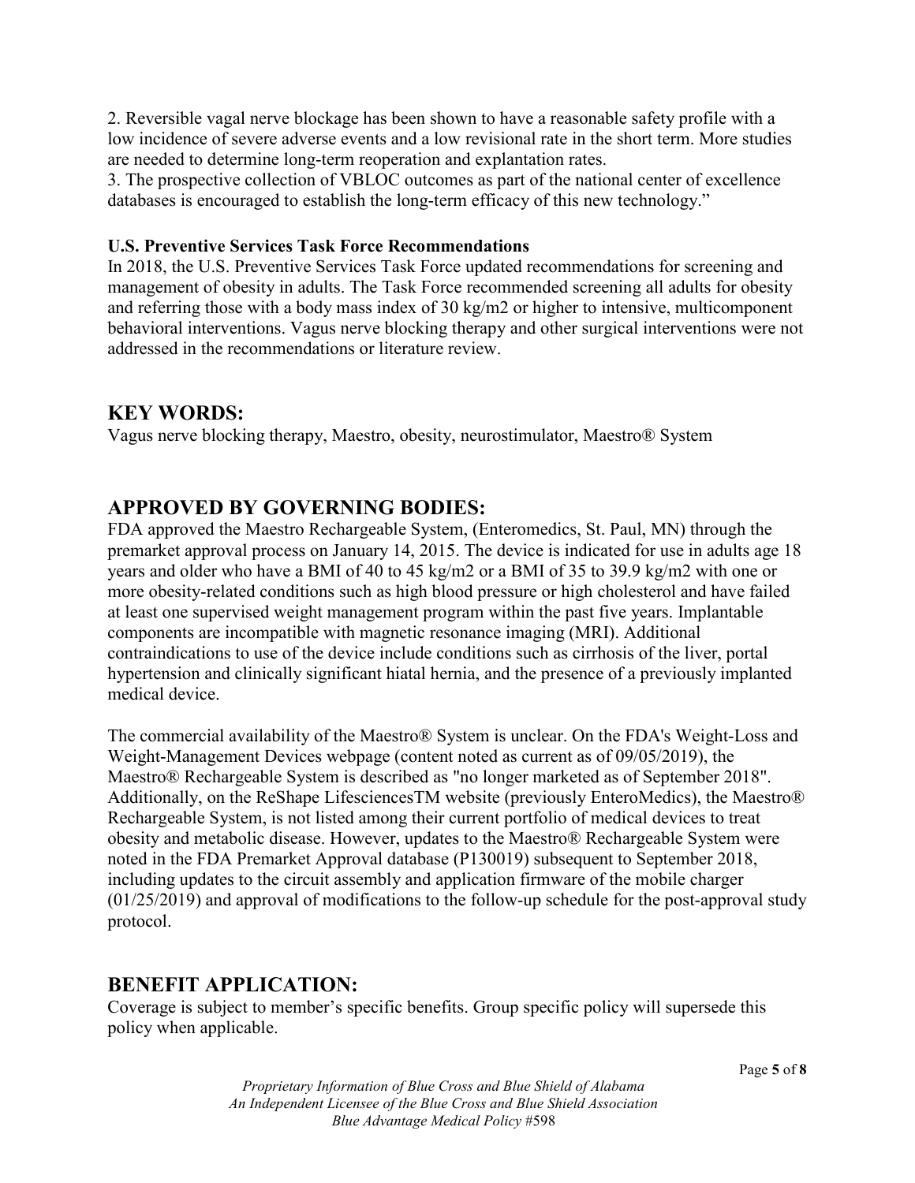2. Reversible vagal nerve blockage has been shown to have a reasonable safety profile with a low incidence of severe adverse events and a low revisional rate in the short term. More studies are needed to determine long-term reoperation and explantation rates.
3. The prospective collection of VBLOC outcomes as part of the national center of excellence databases is encouraged to establish the long-term efficacy of this new technology."

**U.S. Preventive Services Task Force Recommendations**
In 2018, the U.S. Preventive Services Task Force updated recommendations for screening and management of obesity in adults. The Task Force recommended screening all adults for obesity and referring those with a body mass index of 30 kg/m2 or higher to intensive, multicomponent behavioral interventions. Vagus nerve blocking therapy and other surgical interventions were not addressed in the recommendations or literature review.

## KEY WORDS:

Vagus nerve blocking therapy, Maestro, obesity, neurostimulator, Maestro® System

## APPROVED BY GOVERNING BODIES:

FDA approved the Maestro Rechargeable System, (Enteromedics, St. Paul, MN) through the premarket approval process on January 14, 2015. The device is indicated for use in adults age 18 years and older who have a BMI of 40 to 45 kg/m2 or a BMI of 35 to 39.9 kg/m2 with one or more obesity-related conditions such as high blood pressure or high cholesterol and have failed at least one supervised weight management program within the past five years. Implantable components are incompatible with magnetic resonance imaging (MRI). Additional contraindications to use of the device include conditions such as cirrhosis of the liver, portal hypertension and clinically significant hiatal hernia, and the presence of a previously implanted medical device.

The commercial availability of the Maestro® System is unclear. On the FDA's Weight-Loss and Weight-Management Devices webpage (content noted as current as of 09/05/2019), the Maestro® Rechargeable System is described as "no longer marketed as of September 2018". Additionally, on the ReShape LifesciencesTM website (previously EnteroMedics), the Maestro® Rechargeable System, is not listed among their current portfolio of medical devices to treat obesity and metabolic disease. However, updates to the Maestro® Rechargeable System were noted in the FDA Premarket Approval database (P130019) subsequent to September 2018, including updates to the circuit assembly and application firmware of the mobile charger (01/25/2019) and approval of modifications to the follow-up schedule for the post-approval study protocol.

## BENEFIT APPLICATION:

Coverage is subject to member's specific benefits. Group specific policy will supersede this policy when applicable.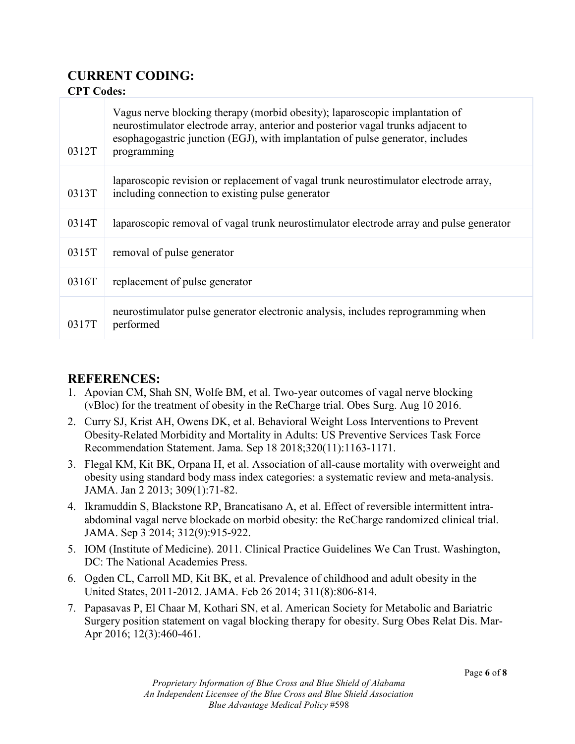## CURRENT CODING:

**CPT Codes:**

| | |
|---|---|
| 0312T | Vagus nerve blocking therapy (morbid obesity); laparoscopic implantation of neurostimulator electrode array, anterior and posterior vagal trunks adjacent to esophagogastric junction (EGJ), with implantation of pulse generator, includes programming |
| 0313T | laparoscopic revision or replacement of vagal trunk neurostimulator electrode array, including connection to existing pulse generator |
| 0314T | laparoscopic removal of vagal trunk neurostimulator electrode array and pulse generator |
| 0315T | removal of pulse generator |
| 0316T | replacement of pulse generator |
| 0317T | neurostimulator pulse generator electronic analysis, includes reprogramming when performed |

## REFERENCES:

1. Apovian CM, Shah SN, Wolfe BM, et al. Two-year outcomes of vagal nerve blocking (vBloc) for the treatment of obesity in the ReCharge trial. Obes Surg. Aug 10 2016.
2. Curry SJ, Krist AH, Owens DK, et al. Behavioral Weight Loss Interventions to Prevent Obesity-Related Morbidity and Mortality in Adults: US Preventive Services Task Force Recommendation Statement. Jama. Sep 18 2018;320(11):1163-1171.
3. Flegal KM, Kit BK, Orpana H, et al. Association of all-cause mortality with overweight and obesity using standard body mass index categories: a systematic review and meta-analysis. JAMA. Jan 2 2013; 309(1):71-82.
4. Ikramuddin S, Blackstone RP, Brancatisano A, et al. Effect of reversible intermittent intra-abdominal vagal nerve blockade on morbid obesity: the ReCharge randomized clinical trial. JAMA. Sep 3 2014; 312(9):915-922.
5. IOM (Institute of Medicine). 2011. Clinical Practice Guidelines We Can Trust. Washington, DC: The National Academies Press.
6. Ogden CL, Carroll MD, Kit BK, et al. Prevalence of childhood and adult obesity in the United States, 2011-2012. JAMA. Feb 26 2014; 311(8):806-814.
7. Papasavas P, El Chaar M, Kothari SN, et al. American Society for Metabolic and Bariatric Surgery position statement on vagal blocking therapy for obesity. Surg Obes Relat Dis. Mar-Apr 2016; 12(3):460-461.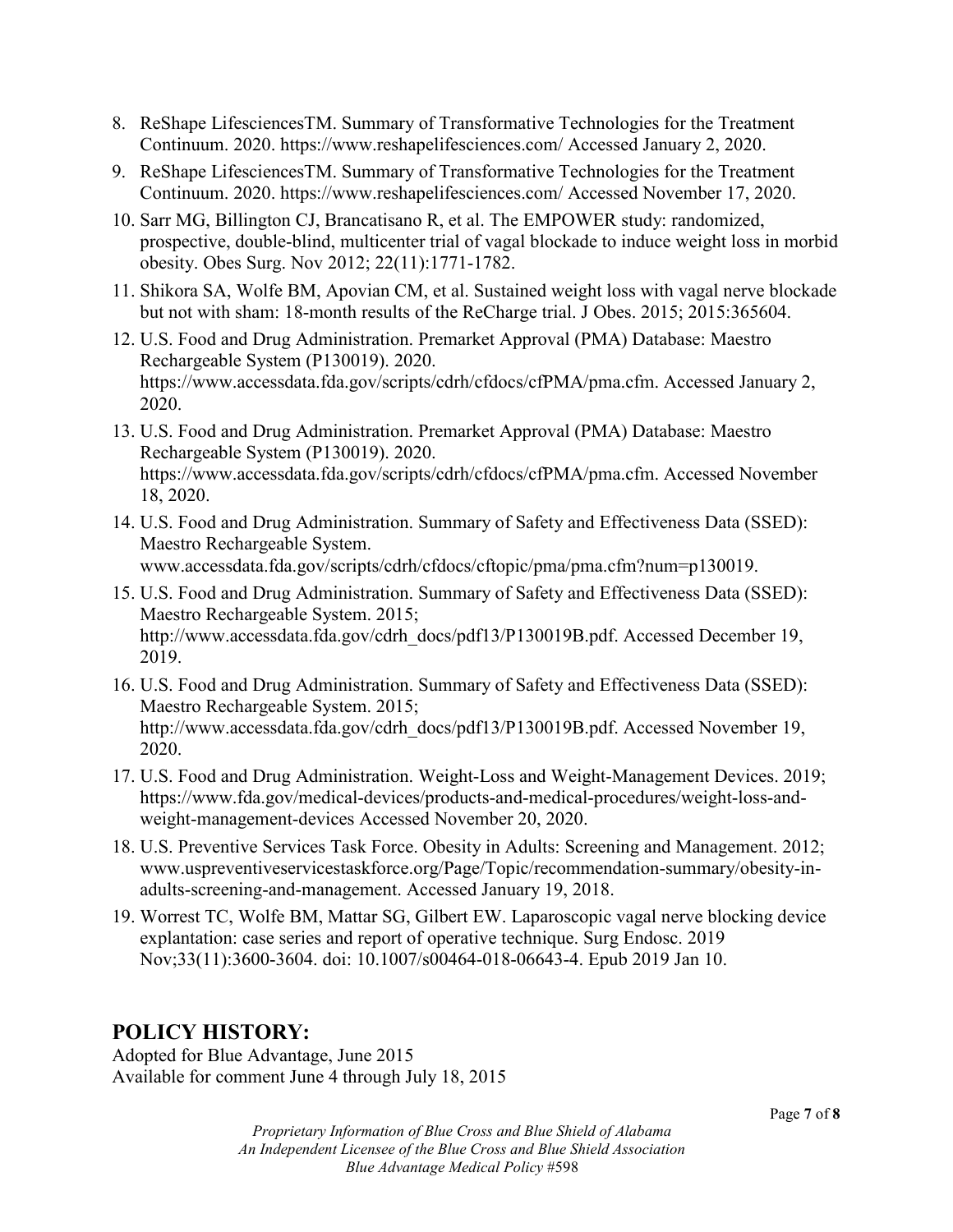8. ReShape LifesciencesTM. Summary of Transformative Technologies for the Treatment Continuum. 2020. https://www.reshapelifesciences.com/ Accessed January 2, 2020.
9. ReShape LifesciencesTM. Summary of Transformative Technologies for the Treatment Continuum. 2020. https://www.reshapelifesciences.com/ Accessed November 17, 2020.
10. Sarr MG, Billington CJ, Brancatisano R, et al. The EMPOWER study: randomized, prospective, double-blind, multicenter trial of vagal blockade to induce weight loss in morbid obesity. Obes Surg. Nov 2012; 22(11):1771-1782.
11. Shikora SA, Wolfe BM, Apovian CM, et al. Sustained weight loss with vagal nerve blockade but not with sham: 18-month results of the ReCharge trial. J Obes. 2015; 2015:365604.
12. U.S. Food and Drug Administration. Premarket Approval (PMA) Database: Maestro Rechargeable System (P130019). 2020. https://www.accessdata.fda.gov/scripts/cdrh/cfdocs/cfPMA/pma.cfm. Accessed January 2, 2020.
13. U.S. Food and Drug Administration. Premarket Approval (PMA) Database: Maestro Rechargeable System (P130019). 2020. https://www.accessdata.fda.gov/scripts/cdrh/cfdocs/cfPMA/pma.cfm. Accessed November 18, 2020.
14. U.S. Food and Drug Administration. Summary of Safety and Effectiveness Data (SSED): Maestro Rechargeable System. www.accessdata.fda.gov/scripts/cdrh/cfdocs/cftopic/pma/pma.cfm?num=p130019.
15. U.S. Food and Drug Administration. Summary of Safety and Effectiveness Data (SSED): Maestro Rechargeable System. 2015; http://www.accessdata.fda.gov/cdrh_docs/pdf13/P130019B.pdf. Accessed December 19, 2019.
16. U.S. Food and Drug Administration. Summary of Safety and Effectiveness Data (SSED): Maestro Rechargeable System. 2015; http://www.accessdata.fda.gov/cdrh_docs/pdf13/P130019B.pdf. Accessed November 19, 2020.
17. U.S. Food and Drug Administration. Weight-Loss and Weight-Management Devices. 2019; https://www.fda.gov/medical-devices/products-and-medical-procedures/weight-loss-and-weight-management-devices Accessed November 20, 2020.
18. U.S. Preventive Services Task Force. Obesity in Adults: Screening and Management. 2012; www.uspreventiveservicestaskforce.org/Page/Topic/recommendation-summary/obesity-in-adults-screening-and-management. Accessed January 19, 2018.
19. Worrest TC, Wolfe BM, Mattar SG, Gilbert EW. Laparoscopic vagal nerve blocking device explantation: case series and report of operative technique. Surg Endosc. 2019 Nov;33(11):3600-3604. doi: 10.1007/s00464-018-06643-4. Epub 2019 Jan 10.

## POLICY HISTORY:

Adopted for Blue Advantage, June 2015
Available for comment June 4 through July 18, 2015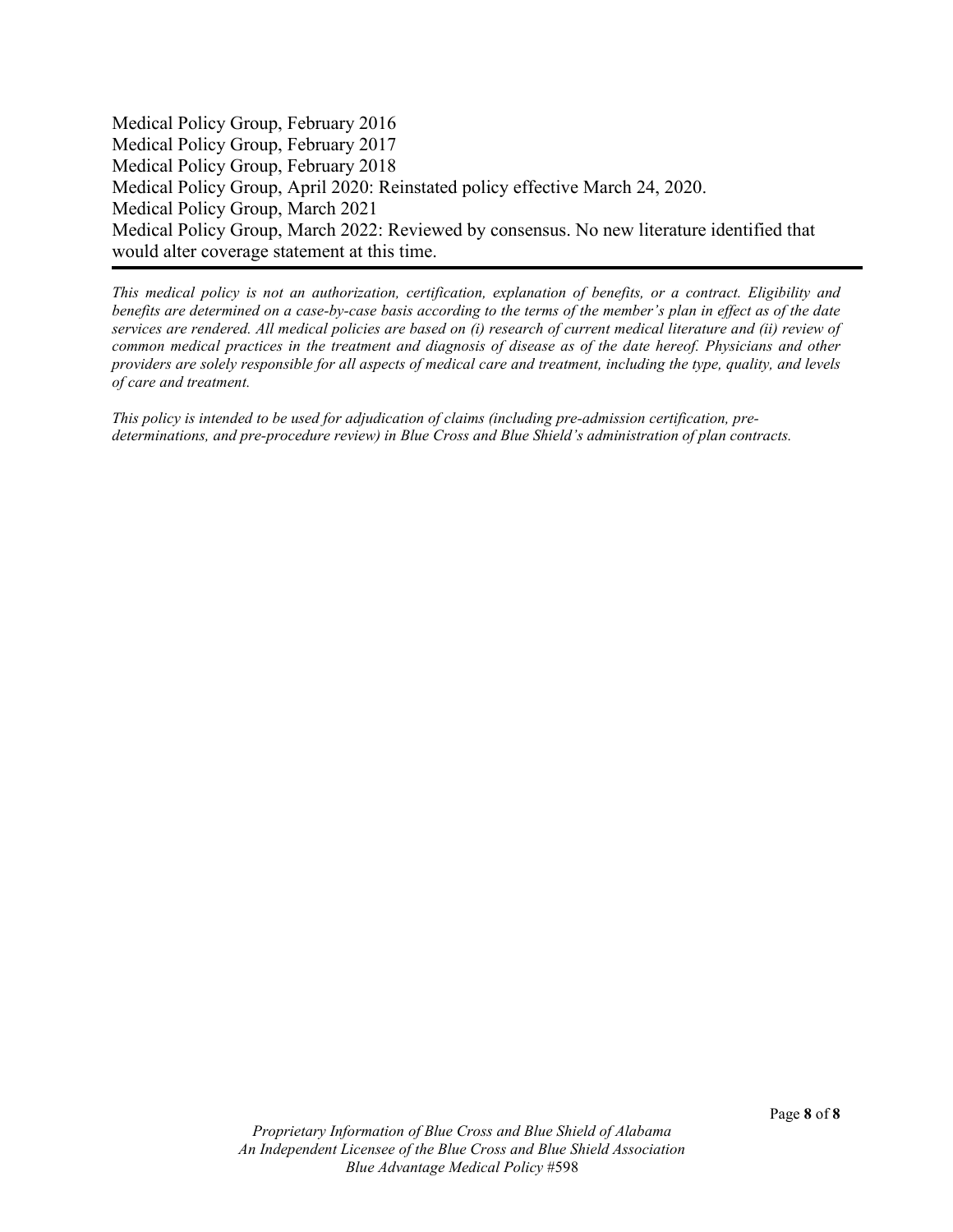Medical Policy Group, February 2016
Medical Policy Group, February 2017
Medical Policy Group, February 2018
Medical Policy Group, April 2020: Reinstated policy effective March 24, 2020.
Medical Policy Group, March 2021
Medical Policy Group, March 2022: Reviewed by consensus. No new literature identified that would alter coverage statement at this time.

---

*This medical policy is not an authorization, certification, explanation of benefits, or a contract. Eligibility and benefits are determined on a case-by-case basis according to the terms of the member's plan in effect as of the date services are rendered. All medical policies are based on (i) research of current medical literature and (ii) review of common medical practices in the treatment and diagnosis of disease as of the date hereof. Physicians and other providers are solely responsible for all aspects of medical care and treatment, including the type, quality, and levels of care and treatment.*

*This policy is intended to be used for adjudication of claims (including pre-admission certification, pre-determinations, and pre-procedure review) in Blue Cross and Blue Shield's administration of plan contracts.*